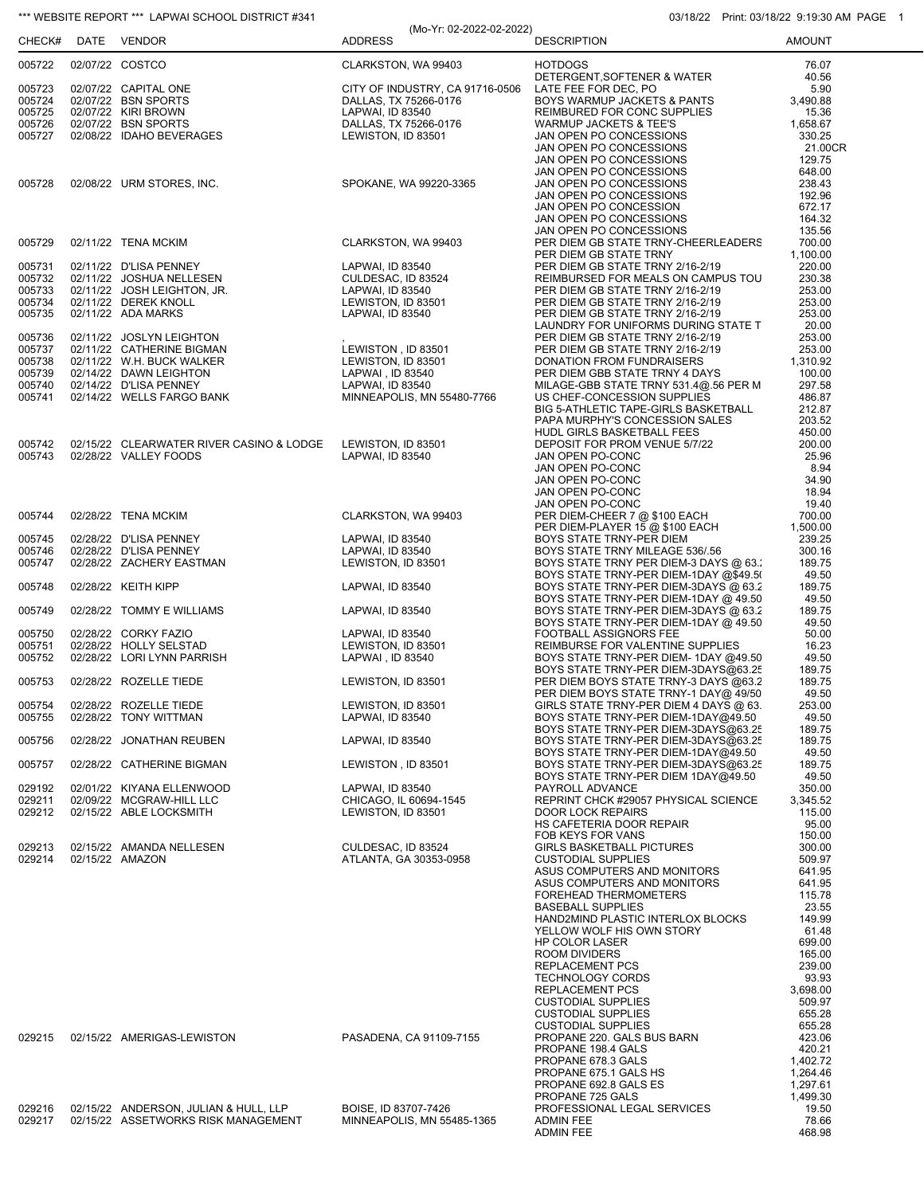*** WEBSITE REPORT *** LAPWAI SCHOOL DISTRICT #341

03/18/22 Print: 03/18/22 9:19:30 AM

(Mo-Yr: 02-2022-02-2022)

| CHECK# | DATE | VENDOR | ADDRESS | DESCRIPTION | AMOUNT |
|---|---|---|---|---|---|
| 005722 | 02/07/22 | COSTCO | CLARKSTON, WA 99403 | HOTDOGS | 76.07 |
| | | | | DETERGENT,SOFTENER & WATER | 40.56 |
| 005723 | 02/07/22 | CAPITAL ONE | CITY OF INDUSTRY, CA 91716-0506 | LATE FEE FOR DEC, PO | 5.90 |
| 005724 | 02/07/22 | BSN SPORTS | DALLAS, TX 75266-0176 | BOYS WARMUP JACKETS & PANTS | 3,490.88 |
| 005725 | 02/07/22 | KIRI BROWN | LAPWAI, ID 83540 | REIMBURED FOR CONC SUPPLIES | 15.36 |
| 005726 | 02/07/22 | BSN SPORTS | DALLAS, TX 75266-0176 | WARMUP JACKETS & TEE'S | 1,658.67 |
| 005727 | 02/08/22 | IDAHO BEVERAGES | LEWISTON, ID 83501 | JAN OPEN PO CONCESSIONS | 330.25 |
| | | | | JAN OPEN PO CONCESSIONS | 21.00CR |
| | | | | JAN OPEN PO CONCESSIONS | 129.75 |
| | | | | JAN OPEN PO CONCESSIONS | 648.00 |
| 005728 | 02/08/22 | URM STORES, INC. | SPOKANE, WA 99220-3365 | JAN OPEN PO CONCESSIONS | 238.43 |
| | | | | JAN OPEN PO CONCESSIONS | 192.96 |
| | | | | JAN OPEN PO CONCESSION | 672.17 |
| | | | | JAN OPEN PO CONCESSIONS | 164.32 |
| | | | | JAN OPEN PO CONCESSIONS | 135.56 |
| 005729 | 02/11/22 | TENA MCKIM | CLARKSTON, WA 99403 | PER DIEM GB STATE TRNY-CHEERLEADERS | 700.00 |
| | | | | PER DIEM GB STATE TRNY | 1,100.00 |
| 005731 | 02/11/22 | D'LISA PENNEY | LAPWAI, ID 83540 | PER DIEM GB STATE TRNY 2/16-2/19 | 220.00 |
| 005732 | 02/11/22 | JOSHUA NELLESEN | CULDESAC, ID 83524 | REIMBURSED FOR MEALS ON CAMPUS TOU | 230.38 |
| 005733 | 02/11/22 | JOSH LEIGHTON, JR. | LAPWAI, ID 83540 | PER DIEM GB STATE TRNY 2/16-2/19 | 253.00 |
| 005734 | 02/11/22 | DEREK KNOLL | LEWISTON, ID 83501 | PER DIEM GB STATE TRNY 2/16-2/19 | 253.00 |
| 005735 | 02/11/22 | ADA MARKS | LAPWAI, ID 83540 | PER DIEM GB STATE TRNY 2/16-2/19 | 253.00 |
| | | | | LAUNDRY FOR UNIFORMS DURING STATE T | 20.00 |
| 005736 | 02/11/22 | JOSLYN LEIGHTON | , | PER DIEM GB STATE TRNY 2/16-2/19 | 253.00 |
| 005737 | 02/11/22 | CATHERINE BIGMAN | LEWISTON , ID 83501 | PER DIEM GB STATE TRNY 2/16-2/19 | 253.00 |
| 005738 | 02/11/22 | W.H. BUCK WALKER | LEWISTON, ID 83501 | DONATION FROM FUNDRAISERS | 1,310.92 |
| 005739 | 02/14/22 | DAWN LEIGHTON | LAPWAI , ID 83540 | PER DIEM GBB STATE TRNY 4 DAYS | 100.00 |
| 005740 | 02/14/22 | D'LISA PENNEY | LAPWAI, ID 83540 | MILAGE-GBB STATE TRNY 531.4@.56 PER M | 297.58 |
| 005741 | 02/14/22 | WELLS FARGO BANK | MINNEAPOLIS, MN 55480-7766 | US CHEF-CONCESSION SUPPLIES | 486.87 |
| | | | | BIG 5-ATHLETIC TAPE-GIRLS BASKETBALL | 212.87 |
| | | | | PAPA MURPHY'S CONCESSION SALES | 203.52 |
| | | | | HUDL GIRLS BASKETBALL FEES | 450.00 |
| 005742 | 02/15/22 | CLEARWATER RIVER CASINO & LODGE | LEWISTON, ID 83501 | DEPOSIT FOR PROM VENUE 5/7/22 | 200.00 |
| 005743 | 02/28/22 | VALLEY FOODS | LAPWAI, ID 83540 | JAN OPEN PO-CONC | 25.96 |
| | | | | JAN OPEN PO-CONC | 8.94 |
| | | | | JAN OPEN PO-CONC | 34.90 |
| | | | | JAN OPEN PO-CONC | 18.94 |
| | | | | JAN OPEN PO-CONC | 19.40 |
| 005744 | 02/28/22 | TENA MCKIM | CLARKSTON, WA 99403 | PER DIEM-CHEER 7 @ $100 EACH | 700.00 |
| | | | | PER DIEM-PLAYER 15 @ $100 EACH | 1,500.00 |
| 005745 | 02/28/22 | D'LISA PENNEY | LAPWAI, ID 83540 | BOYS STATE TRNY-PER DIEM | 239.25 |
| 005746 | 02/28/22 | D'LISA PENNEY | LAPWAI, ID 83540 | BOYS STATE TRNY MILEAGE 536/.56 | 300.16 |
| 005747 | 02/28/22 | ZACHERY EASTMAN | LEWISTON, ID 83501 | BOYS STATE TRNY PER DIEM-3 DAYS @ 63.: | 189.75 |
| | | | | BOYS STATE TRNY-PER DIEM-1DAY @$49.5( | 49.50 |
| 005748 | 02/28/22 | KEITH KIPP | LAPWAI, ID 83540 | BOYS STATE TRNY-PER DIEM-3DAYS @ 63.2 | 189.75 |
| | | | | BOYS STATE TRNY-PER DIEM-1DAY @ 49.50 | 49.50 |
| 005749 | 02/28/22 | TOMMY E WILLIAMS | LAPWAI, ID 83540 | BOYS STATE TRNY-PER DIEM-3DAYS @ 63.2 | 189.75 |
| | | | | BOYS STATE TRNY-PER DIEM-1DAY @ 49.50 | 49.50 |
| 005750 | 02/28/22 | CORKY FAZIO | LAPWAI, ID 83540 | FOOTBALL ASSIGNORS FEE | 50.00 |
| 005751 | 02/28/22 | HOLLY SELSTAD | LEWISTON, ID 83501 | REIMBURSE FOR VALENTINE SUPPLIES | 16.23 |
| 005752 | 02/28/22 | LORI LYNN PARRISH | LAPWAI , ID 83540 | BOYS STATE TRNY-PER DIEM- 1DAY @49.50 | 49.50 |
| | | | | BOYS STATE TRNY-PER DIEM-3DAYS@63.25 | 189.75 |
| 005753 | 02/28/22 | ROZELLE TIEDE | LEWISTON, ID 83501 | PER DIEM BOYS STATE TRNY-3 DAYS @63.2 | 189.75 |
| | | | | PER DIEM BOYS STATE TRNY-1 DAY@ 49/50 | 49.50 |
| 005754 | 02/28/22 | ROZELLE TIEDE | LEWISTON, ID 83501 | GIRLS STATE TRNY-PER DIEM 4 DAYS @ 63. | 253.00 |
| 005755 | 02/28/22 | TONY WITTMAN | LAPWAI, ID 83540 | BOYS STATE TRNY-PER DIEM-1DAY@49.50 | 49.50 |
| | | | | BOYS STATE TRNY-PER DIEM-3DAYS@63.25 | 189.75 |
| 005756 | 02/28/22 | JONATHAN REUBEN | LAPWAI, ID 83540 | BOYS STATE TRNY-PER DIEM-3DAYS@63.25 | 189.75 |
| | | | | BOYS STATE TRNY-PER DIEM-1DAY@49.50 | 49.50 |
| 005757 | 02/28/22 | CATHERINE BIGMAN | LEWISTON , ID 83501 | BOYS STATE TRNY-PER DIEM-3DAYS@63.25 | 189.75 |
| | | | | BOYS STATE TRNY-PER DIEM 1DAY@49.50 | 49.50 |
| 029192 | 02/01/22 | KIYANA ELLENWOOD | LAPWAI, ID 83540 | PAYROLL ADVANCE | 350.00 |
| 029211 | 02/09/22 | MCGRAW-HILL LLC | CHICAGO, IL 60694-1545 | REPRINT CHCK #29057 PHYSICAL SCIENCE | 3,345.52 |
| 029212 | 02/15/22 | ABLE LOCKSMITH | LEWISTON, ID 83501 | DOOR LOCK REPAIRS | 115.00 |
| | | | | HS CAFETERIA DOOR REPAIR | 95.00 |
| | | | | FOB KEYS FOR VANS | 150.00 |
| 029213 | 02/15/22 | AMANDA NELLESEN | CULDESAC, ID 83524 | GIRLS BASKETBALL PICTURES | 300.00 |
| 029214 | 02/15/22 | AMAZON | ATLANTA, GA 30353-0958 | CUSTODIAL SUPPLIES | 509.97 |
| | | | | ASUS COMPUTERS AND MONITORS | 641.95 |
| | | | | ASUS COMPUTERS AND MONITORS | 641.95 |
| | | | | FOREHEAD THERMOMETERS | 115.78 |
| | | | | BASEBALL SUPPLIES | 23.55 |
| | | | | HAND2MIND PLASTIC INTERLOX BLOCKS | 149.99 |
| | | | | YELLOW WOLF HIS OWN STORY | 61.48 |
| | | | | HP COLOR LASER | 699.00 |
| | | | | ROOM DIVIDERS | 165.00 |
| | | | | REPLACEMENT PCS | 239.00 |
| | | | | TECHNOLOGY CORDS | 93.93 |
| | | | | REPLACEMENT PCS | 3,698.00 |
| | | | | CUSTODIAL SUPPLIES | 509.97 |
| | | | | CUSTODIAL SUPPLIES | 655.28 |
| | | | | CUSTODIAL SUPPLIES | 655.28 |
| 029215 | 02/15/22 | AMERIGAS-LEWISTON | PASADENA, CA 91109-7155 | PROPANE 220. GALS BUS BARN | 423.06 |
| | | | | PROPANE 198.4 GALS | 420.21 |
| | | | | PROPANE 678.3 GALS | 1,402.72 |
| | | | | PROPANE 675.1 GALS HS | 1,264.46 |
| | | | | PROPANE 692.8 GALS ES | 1,297.61 |
| | | | | PROPANE 725 GALS | 1,499.30 |
| 029216 | 02/15/22 | ANDERSON, JULIAN & HULL, LLP | BOISE, ID 83707-7426 | PROFESSIONAL LEGAL SERVICES | 19.50 |
| 029217 | 02/15/22 | ASSETWORKS RISK MANAGEMENT | MINNEAPOLIS, MN 55485-1365 | ADMIN FEE | 78.66 |
| | | | | ADMIN FEE | 468.98 |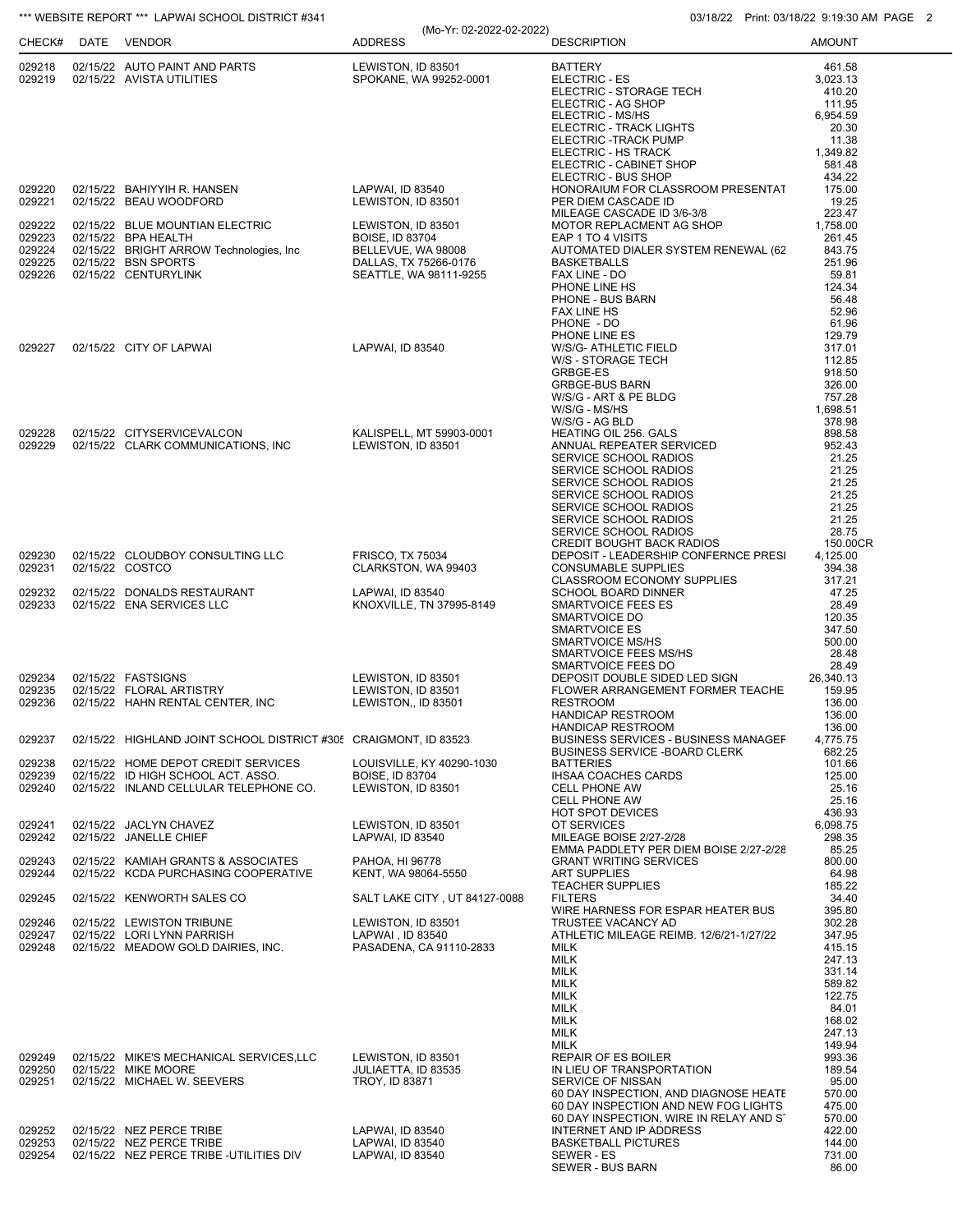*** WEBSITE REPORT *** LAPWAI SCHOOL DISTRICT #341

(Mo-Yr: 02-2022-02-2022)

03/18/22 Print: 03/18/22 9:19:30 AM

| CHECK# | DATE | VENDOR | ADDRESS | DESCRIPTION | AMOUNT |
|---|---|---|---|---|---|
| 029218 | 02/15/22 | AUTO PAINT AND PARTS | LEWISTON, ID 83501 | BATTERY | 461.58 |
| 029219 | 02/15/22 | AVISTA UTILITIES | SPOKANE, WA 99252-0001 | ELECTRIC - ES | 3,023.13 |
| | | | | ELECTRIC - STORAGE TECH | 410.20 |
| | | | | ELECTRIC - AG SHOP | 111.95 |
| | | | | ELECTRIC - MS/HS | 6,954.59 |
| | | | | ELECTRIC - TRACK LIGHTS | 20.30 |
| | | | | ELECTRIC -TRACK PUMP | 11.38 |
| | | | | ELECTRIC - HS TRACK | 1,349.82 |
| | | | | ELECTRIC - CABINET SHOP | 581.48 |
| | | | | ELECTRIC - BUS SHOP | 434.22 |
| 029220 | 02/15/22 | BAHIYYIH R. HANSEN | LAPWAI, ID 83540 | HONORAIUM FOR CLASSROOM PRESENTAT | 175.00 |
| 029221 | 02/15/22 | BEAU WOODFORD | LEWISTON, ID 83501 | PER DIEM CASCADE ID | 19.25 |
| | | | | MILEAGE CASCADE ID 3/6-3/8 | 223.47 |
| 029222 | 02/15/22 | BLUE MOUNTIAN ELECTRIC | LEWISTON, ID 83501 | MOTOR REPLACMENT AG SHOP | 1,758.00 |
| 029223 | 02/15/22 | BPA HEALTH | BOISE, ID 83704 | EAP 1 TO 4 VISITS | 261.45 |
| 029224 | 02/15/22 | BRIGHT ARROW Technologies, Inc | BELLEVUE, WA 98008 | AUTOMATED DIALER SYSTEM RENEWAL (62 | 843.75 |
| 029225 | 02/15/22 | BSN SPORTS | DALLAS, TX 75266-0176 | BASKETBALLS | 251.96 |
| 029226 | 02/15/22 | CENTURYLINK | SEATTLE, WA 98111-9255 | FAX LINE - DO | 59.81 |
| | | | | PHONE LINE HS | 124.34 |
| | | | | PHONE - BUS BARN | 56.48 |
| | | | | FAX LINE HS | 52.96 |
| | | | | PHONE - DO | 61.96 |
| | | | | PHONE LINE ES | 129.79 |
| 029227 | 02/15/22 | CITY OF LAPWAI | LAPWAI, ID 83540 | W/S/G- ATHLETIC FIELD | 317.01 |
| | | | | W/S - STORAGE TECH | 112.85 |
| | | | | GRBGE-ES | 918.50 |
| | | | | GRBGE-BUS BARN | 326.00 |
| | | | | W/S/G - ART & PE BLDG | 757.28 |
| | | | | W/S/G - MS/HS | 1,698.51 |
| | | | | W/S/G - AG BLD | 378.98 |
| 029228 | 02/15/22 | CITYSERVICEVALCON | KALISPELL, MT 59903-0001 | HEATING OIL 256. GALS | 898.58 |
| 029229 | 02/15/22 | CLARK COMMUNICATIONS, INC | LEWISTON, ID 83501 | ANNUAL REPEATER SERVICED | 952.43 |
| | | | | SERVICE SCHOOL RADIOS | 21.25 |
| | | | | SERVICE SCHOOL RADIOS | 21.25 |
| | | | | SERVICE SCHOOL RADIOS | 21.25 |
| | | | | SERVICE SCHOOL RADIOS | 21.25 |
| | | | | SERVICE SCHOOL RADIOS | 21.25 |
| | | | | SERVICE SCHOOL RADIOS | 21.25 |
| | | | | SERVICE SCHOOL RADIOS | 28.75 |
| | | | | CREDIT BOUGHT BACK RADIOS | 150.00CR |
| 029230 | 02/15/22 | CLOUDBOY CONSULTING LLC | FRISCO, TX 75034 | DEPOSIT - LEADERSHIP CONFERNCE PRESI | 4,125.00 |
| 029231 | 02/15/22 | COSTCO | CLARKSTON, WA 99403 | CONSUMABLE SUPPLIES | 394.38 |
| | | | | CLASSROOM ECONOMY SUPPLIES | 317.21 |
| 029232 | 02/15/22 | DONALDS RESTAURANT | LAPWAI, ID 83540 | SCHOOL BOARD DINNER | 47.25 |
| 029233 | 02/15/22 | ENA SERVICES LLC | KNOXVILLE, TN 37995-8149 | SMARTVOICE FEES ES | 28.49 |
| | | | | SMARTVOICE DO | 120.35 |
| | | | | SMARTVOICE ES | 347.50 |
| | | | | SMARTVOICE MS/HS | 500.00 |
| | | | | SMARTVOICE FEES MS/HS | 28.48 |
| | | | | SMARTVOICE FEES DO | 28.49 |
| 029234 | 02/15/22 | FASTSIGNS | LEWISTON, ID 83501 | DEPOSIT DOUBLE SIDED LED SIGN | 26,340.13 |
| 029235 | 02/15/22 | FLORAL ARTISTRY | LEWISTON, ID 83501 | FLOWER ARRANGEMENT FORMER TEACHE | 159.95 |
| 029236 | 02/15/22 | HAHN RENTAL CENTER, INC | LEWISTON,, ID 83501 | RESTROOM | 136.00 |
| | | | | HANDICAP RESTROOM | 136.00 |
| | | | | HANDICAP RESTROOM | 136.00 |
| 029237 | 02/15/22 | HIGHLAND JOINT SCHOOL DISTRICT #305 | CRAIGMONT, ID 83523 | BUSINESS SERVICES - BUSINESS MANAGEF | 4,775.75 |
| | | | | BUSINESS SERVICE -BOARD CLERK | 682.25 |
| 029238 | 02/15/22 | HOME DEPOT CREDIT SERVICES | LOUISVILLE, KY 40290-1030 | BATTERIES | 101.66 |
| 029239 | 02/15/22 | ID HIGH SCHOOL ACT. ASSO. | BOISE, ID 83704 | IHSAA COACHES CARDS | 125.00 |
| 029240 | 02/15/22 | INLAND CELLULAR TELEPHONE CO. | LEWISTON, ID 83501 | CELL PHONE AW | 25.16 |
| | | | | CELL PHONE AW | 25.16 |
| | | | | HOT SPOT DEVICES | 436.93 |
| 029241 | 02/15/22 | JACLYN CHAVEZ | LEWISTON, ID 83501 | OT SERVICES | 6,098.75 |
| 029242 | 02/15/22 | JANELLE CHIEF | LAPWAI, ID 83540 | MILEAGE BOISE 2/27-2/28 | 298.35 |
| | | | | EMMA PADDLETY PER DIEM BOISE 2/27-2/28 | 85.25 |
| 029243 | 02/15/22 | KAMIAH GRANTS & ASSOCIATES | PAHOA, HI 96778 | GRANT WRITING SERVICES | 800.00 |
| 029244 | 02/15/22 | KCDA PURCHASING COOPERATIVE | KENT, WA 98064-5550 | ART SUPPLIES | 64.98 |
| | | | | TEACHER SUPPLIES | 185.22 |
| 029245 | 02/15/22 | KENWORTH SALES CO | SALT LAKE CITY , UT 84127-0088 | FILTERS | 34.40 |
| | | | | WIRE HARNESS FOR ESPAR HEATER BUS | 395.80 |
| 029246 | 02/15/22 | LEWISTON TRIBUNE | LEWISTON, ID 83501 | TRUSTEE VACANCY AD | 302.28 |
| 029247 | 02/15/22 | LORI LYNN PARRISH | LAPWAI , ID 83540 | ATHLETIC MILEAGE REIMB. 12/6/21-1/27/22 | 347.95 |
| 029248 | 02/15/22 | MEADOW GOLD DAIRIES, INC. | PASADENA, CA 91110-2833 | MILK | 415.15 |
| | | | | MILK | 247.13 |
| | | | | MILK | 331.14 |
| | | | | MILK | 589.82 |
| | | | | MILK | 122.75 |
| | | | | MILK | 84.01 |
| | | | | MILK | 168.02 |
| | | | | MILK | 247.13 |
| | | | | MILK | 149.94 |
| 029249 | 02/15/22 | MIKE'S MECHANICAL SERVICES,LLC | LEWISTON, ID 83501 | REPAIR OF ES BOILER | 993.36 |
| 029250 | 02/15/22 | MIKE MOORE | JULIAETTA, ID 83535 | IN LIEU OF TRANSPORTATION | 189.54 |
| 029251 | 02/15/22 | MICHAEL W. SEEVERS | TROY, ID 83871 | SERVICE OF NISSAN | 95.00 |
| | | | | 60 DAY INSPECTION, AND DIAGNOSE HEATE | 570.00 |
| | | | | 60 DAY INSPECTION AND NEW FOG LIGHTS | 475.00 |
| | | | | 60 DAY INSPECTION, WIRE IN RELAY AND S | 570.00 |
| 029252 | 02/15/22 | NEZ PERCE TRIBE | LAPWAI, ID 83540 | INTERNET AND IP ADDRESS | 422.00 |
| 029253 | 02/15/22 | NEZ PERCE TRIBE | LAPWAI, ID 83540 | BASKETBALL PICTURES | 144.00 |
| 029254 | 02/15/22 | NEZ PERCE TRIBE -UTILITIES DIV | LAPWAI, ID 83540 | SEWER - ES | 731.00 |
| | | | | SEWER - BUS BARN | 86.00 |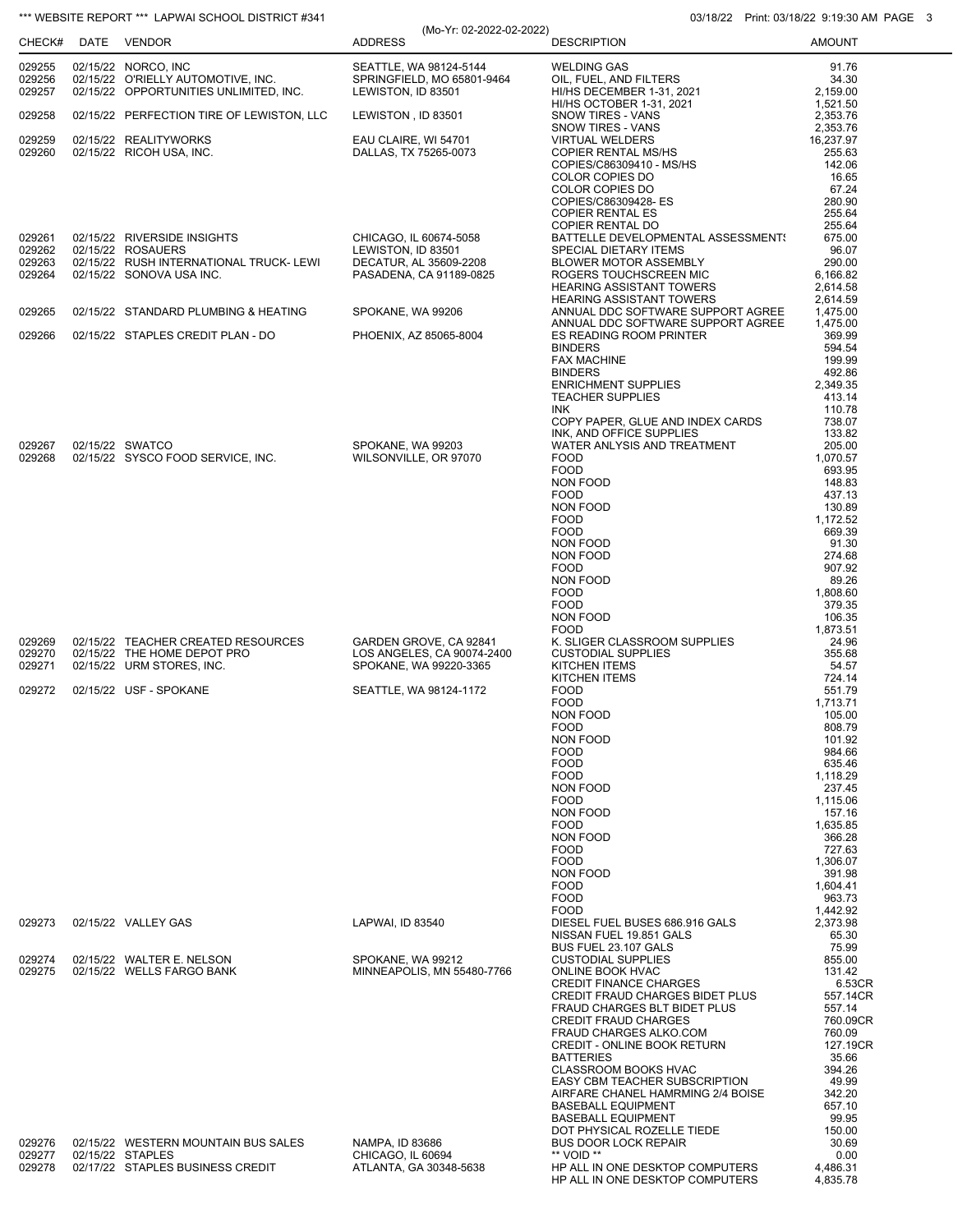*** WEBSITE REPORT *** LAPWAI SCHOOL DISTRICT #341 (Mo-Yr: 02-2022-02-2022) 03/18/22 Print: 03/18/22 9:19:30 AM

| CHECK# | DATE | VENDOR | ADDRESS | DESCRIPTION | AMOUNT |
|---|---|---|---|---|---|
| 029255 | 02/15/22 | NORCO, INC | SEATTLE, WA 98124-5144 | WELDING GAS | 91.76 |
| 029256 | 02/15/22 | O'RIELLY AUTOMOTIVE, INC. | SPRINGFIELD, MO 65801-9464 | OIL, FUEL, AND FILTERS | 34.30 |
| 029257 | 02/15/22 | OPPORTUNITIES UNLIMITED, INC. | LEWISTON, ID 83501 | HI/HS DECEMBER 1-31, 2021 | 2,159.00 |
| | | | | HI/HS OCTOBER 1-31, 2021 | 1,521.50 |
| 029258 | 02/15/22 | PERFECTION TIRE OF LEWISTON, LLC | LEWISTON , ID 83501 | SNOW TIRES - VANS | 2,353.76 |
| | | | | SNOW TIRES - VANS | 2,353.76 |
| 029259 | 02/15/22 | REALITYWORKS | EAU CLAIRE, WI 54701 | VIRTUAL WELDERS | 16,237.97 |
| 029260 | 02/15/22 | RICOH USA, INC. | DALLAS, TX 75265-0073 | COPIER RENTAL MS/HS | 255.63 |
| | | | | COPIES/C86309410 - MS/HS | 142.06 |
| | | | | COLOR COPIES DO | 16.65 |
| | | | | COLOR COPIES DO | 67.24 |
| | | | | COPIES/C86309428- ES | 280.90 |
| | | | | COPIER RENTAL ES | 255.64 |
| | | | | COPIER RENTAL DO | 255.64 |
| 029261 | 02/15/22 | RIVERSIDE INSIGHTS | CHICAGO, IL 60674-5058 | BATTELLE DEVELOPMENTAL ASSESSMENTS | 675.00 |
| 029262 | 02/15/22 | ROSAUERS | LEWISTON, ID 83501 | SPECIAL DIETARY ITEMS | 96.07 |
| 029263 | 02/15/22 | RUSH INTERNATIONAL TRUCK- LEWI | DECATUR, AL 35609-2208 | BLOWER MOTOR ASSEMBLY | 290.00 |
| 029264 | 02/15/22 | SONOVA USA INC. | PASADENA, CA 91189-0825 | ROGERS TOUCHSCREEN MIC | 6,166.82 |
| | | | | HEARING ASSISTANT TOWERS | 2,614.58 |
| | | | | HEARING ASSISTANT TOWERS | 2,614.59 |
| 029265 | 02/15/22 | STANDARD PLUMBING & HEATING | SPOKANE, WA 99206 | ANNUAL DDC SOFTWARE SUPPORT AGREE | 1,475.00 |
| | | | | ANNUAL DDC SOFTWARE SUPPORT AGREE | 1,475.00 |
| 029266 | 02/15/22 | STAPLES CREDIT PLAN - DO | PHOENIX, AZ 85065-8004 | ES READING ROOM PRINTER | 369.99 |
| | | | | BINDERS | 594.54 |
| | | | | FAX MACHINE | 199.99 |
| | | | | BINDERS | 492.86 |
| | | | | ENRICHMENT SUPPLIES | 2,349.35 |
| | | | | TEACHER SUPPLIES | 413.14 |
| | | | | INK | 110.78 |
| | | | | COPY PAPER, GLUE AND INDEX CARDS | 738.07 |
| | | | | INK, AND OFFICE SUPPLIES | 133.82 |
| 029267 | 02/15/22 | SWATCO | SPOKANE, WA 99203 | WATER ANLYSIS AND TREATMENT | 205.00 |
| 029268 | 02/15/22 | SYSCO FOOD SERVICE, INC. | WILSONVILLE, OR 97070 | FOOD | 1,070.57 |
| | | | | FOOD | 693.95 |
| | | | | NON FOOD | 148.83 |
| | | | | FOOD | 437.13 |
| | | | | NON FOOD | 130.89 |
| | | | | FOOD | 1,172.52 |
| | | | | FOOD | 669.39 |
| | | | | NON FOOD | 91.30 |
| | | | | NON FOOD | 274.68 |
| | | | | FOOD | 907.92 |
| | | | | NON FOOD | 89.26 |
| | | | | FOOD | 1,808.60 |
| | | | | FOOD | 379.35 |
| | | | | NON FOOD | 106.35 |
| | | | | FOOD | 1,873.51 |
| 029269 | 02/15/22 | TEACHER CREATED RESOURCES | GARDEN GROVE, CA 92841 | K. SLIGER CLASSROOM SUPPLIES | 24.96 |
| 029270 | 02/15/22 | THE HOME DEPOT PRO | LOS ANGELES, CA 90074-2400 | CUSTODIAL SUPPLIES | 355.68 |
| 029271 | 02/15/22 | URM STORES, INC. | SPOKANE, WA 99220-3365 | KITCHEN ITEMS | 54.57 |
| | | | | KITCHEN ITEMS | 724.14 |
| 029272 | 02/15/22 | USF - SPOKANE | SEATTLE, WA 98124-1172 | FOOD | 551.79 |
| | | | | FOOD | 1,713.71 |
| | | | | NON FOOD | 105.00 |
| | | | | FOOD | 808.79 |
| | | | | NON FOOD | 101.92 |
| | | | | FOOD | 984.66 |
| | | | | FOOD | 635.46 |
| | | | | FOOD | 1,118.29 |
| | | | | NON FOOD | 237.45 |
| | | | | FOOD | 1,115.06 |
| | | | | NON FOOD | 157.16 |
| | | | | FOOD | 1,635.85 |
| | | | | NON FOOD | 366.28 |
| | | | | FOOD | 727.63 |
| | | | | FOOD | 1,306.07 |
| | | | | NON FOOD | 391.98 |
| | | | | FOOD | 1,604.41 |
| | | | | FOOD | 963.73 |
| | | | | FOOD | 1,442.92 |
| 029273 | 02/15/22 | VALLEY GAS | LAPWAI, ID 83540 | DIESEL FUEL BUSES 686.916 GALS | 2,373.98 |
| | | | | NISSAN FUEL 19.851 GALS | 65.30 |
| | | | | BUS FUEL 23.107 GALS | 75.99 |
| 029274 | 02/15/22 | WALTER E. NELSON | SPOKANE, WA 99212 | CUSTODIAL SUPPLIES | 855.00 |
| 029275 | 02/15/22 | WELLS FARGO BANK | MINNEAPOLIS, MN 55480-7766 | ONLINE BOOK HVAC | 131.42 |
| | | | | CREDIT FINANCE CHARGES | 6.53CR |
| | | | | CREDIT FRAUD CHARGES BIDET PLUS | 557.14CR |
| | | | | FRAUD CHARGES BLT BIDET PLUS | 557.14 |
| | | | | CREDIT FRAUD CHARGES | 760.09CR |
| | | | | FRAUD CHARGES ALKO.COM | 760.09 |
| | | | | CREDIT - ONLINE BOOK RETURN | 127.19CR |
| | | | | BATTERIES | 35.66 |
| | | | | CLASSROOM BOOKS HVAC | 394.26 |
| | | | | EASY CBM TEACHER SUBSCRIPTION | 49.99 |
| | | | | AIRFARE CHANEL HAMRMING 2/4 BOISE | 342.20 |
| | | | | BASEBALL EQUIPMENT | 657.10 |
| | | | | BASEBALL EQUIPMENT | 99.95 |
| | | | | DOT PHYSICAL ROZELLE TIEDE | 150.00 |
| 029276 | 02/15/22 | WESTERN MOUNTAIN BUS SALES | NAMPA, ID 83686 | BUS DOOR LOCK REPAIR | 30.69 |
| 029277 | 02/15/22 | STAPLES | CHICAGO, IL 60694 | ** VOID ** | 0.00 |
| 029278 | 02/17/22 | STAPLES BUSINESS CREDIT | ATLANTA, GA 30348-5638 | HP ALL IN ONE DESKTOP COMPUTERS | 4,486.31 |
| | | | | HP ALL IN ONE DESKTOP COMPUTERS | 4,835.78 |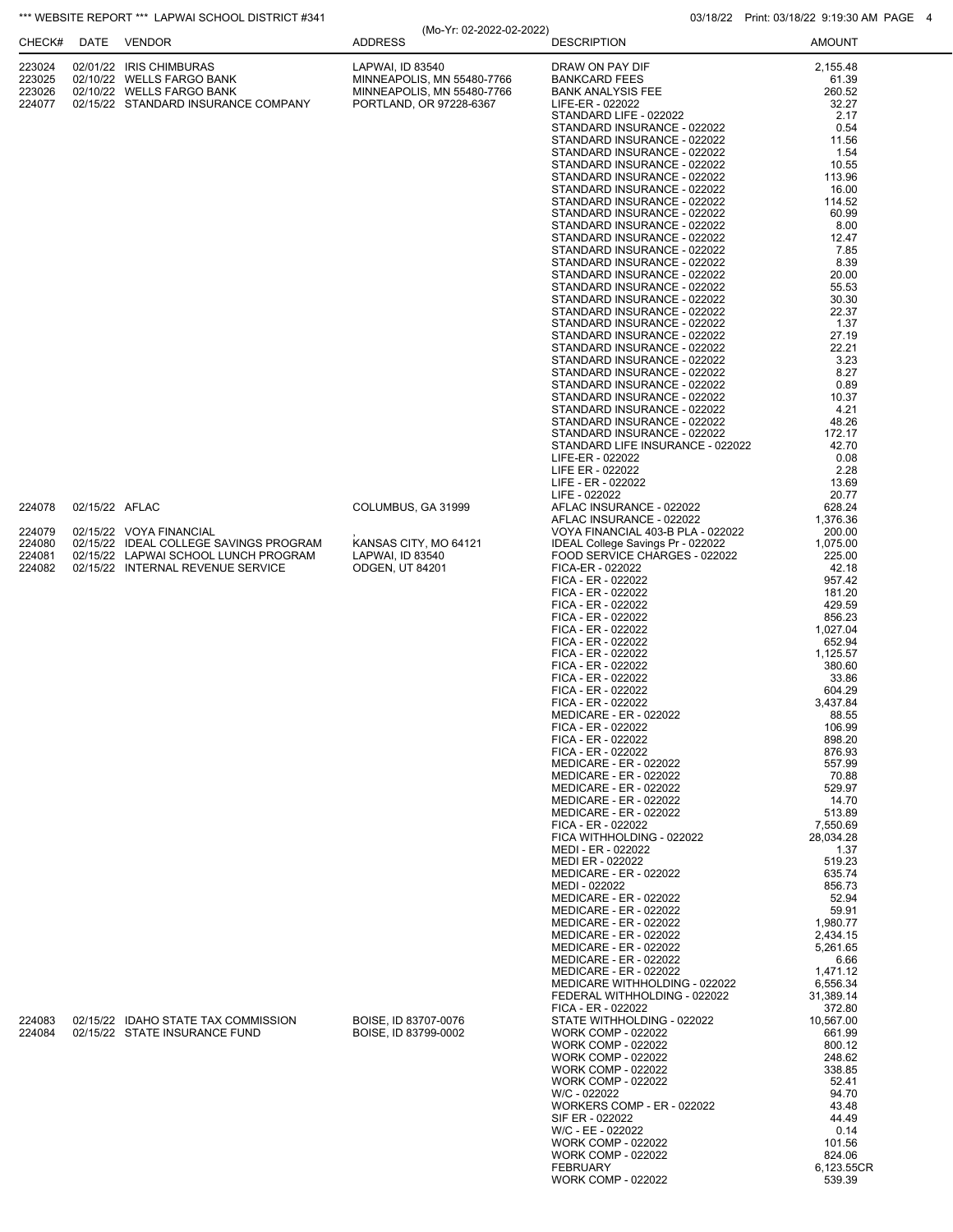*** WEBSITE REPORT *** LAPWAI SCHOOL DISTRICT #341

(Mo-Yr: 02-2022-02-2022)

03/18/22 Print: 03/18/22 9:19:30 AM PAGE 4

| CHECK# | DATE | VENDOR | ADDRESS | DESCRIPTION | AMOUNT |
|---|---|---|---|---|---|
| 223024 | 02/01/22 | IRIS CHIMBURAS | LAPWAI, ID 83540 | DRAW ON PAY DIF | 2,155.48 |
| 223025 | 02/10/22 | WELLS FARGO BANK | MINNEAPOLIS, MN 55480-7766 | BANKCARD FEES | 61.39 |
| 223026 | 02/10/22 | WELLS FARGO BANK | MINNEAPOLIS, MN 55480-7766 | BANK ANALYSIS FEE | 260.52 |
| 224077 | 02/15/22 | STANDARD INSURANCE COMPANY | PORTLAND, OR 97228-6367 | LIFE-ER - 022022 | 32.27 |
| | | | | STANDARD LIFE - 022022 | 2.17 |
| | | | | STANDARD INSURANCE - 022022 | 0.54 |
| | | | | STANDARD INSURANCE - 022022 | 11.56 |
| | | | | STANDARD INSURANCE - 022022 | 1.54 |
| | | | | STANDARD INSURANCE - 022022 | 10.55 |
| | | | | STANDARD INSURANCE - 022022 | 113.96 |
| | | | | STANDARD INSURANCE - 022022 | 16.00 |
| | | | | STANDARD INSURANCE - 022022 | 114.52 |
| | | | | STANDARD INSURANCE - 022022 | 60.99 |
| | | | | STANDARD INSURANCE - 022022 | 8.00 |
| | | | | STANDARD INSURANCE - 022022 | 12.47 |
| | | | | STANDARD INSURANCE - 022022 | 7.85 |
| | | | | STANDARD INSURANCE - 022022 | 8.39 |
| | | | | STANDARD INSURANCE - 022022 | 20.00 |
| | | | | STANDARD INSURANCE - 022022 | 55.53 |
| | | | | STANDARD INSURANCE - 022022 | 30.30 |
| | | | | STANDARD INSURANCE - 022022 | 22.37 |
| | | | | STANDARD INSURANCE - 022022 | 1.37 |
| | | | | STANDARD INSURANCE - 022022 | 27.19 |
| | | | | STANDARD INSURANCE - 022022 | 22.21 |
| | | | | STANDARD INSURANCE - 022022 | 3.23 |
| | | | | STANDARD INSURANCE - 022022 | 8.27 |
| | | | | STANDARD INSURANCE - 022022 | 0.89 |
| | | | | STANDARD INSURANCE - 022022 | 10.37 |
| | | | | STANDARD INSURANCE - 022022 | 4.21 |
| | | | | STANDARD INSURANCE - 022022 | 48.26 |
| | | | | STANDARD INSURANCE - 022022 | 172.17 |
| | | | | STANDARD LIFE INSURANCE - 022022 | 42.70 |
| | | | | LIFE-ER - 022022 | 0.08 |
| | | | | LIFE ER - 022022 | 2.28 |
| | | | | LIFE - ER - 022022 | 13.69 |
| | | | | LIFE - 022022 | 20.77 |
| 224078 | 02/15/22 | AFLAC | COLUMBUS, GA 31999 | AFLAC INSURANCE - 022022 | 628.24 |
| | | | | AFLAC INSURANCE - 022022 | 1,376.36 |
| 224079 | 02/15/22 | VOYA FINANCIAL | , | VOYA FINANCIAL 403-B PLA - 022022 | 200.00 |
| 224080 | 02/15/22 | IDEAL COLLEGE SAVINGS PROGRAM | KANSAS CITY, MO 64121 | IDEAL College Savings Pr - 022022 | 1,075.00 |
| 224081 | 02/15/22 | LAPWAI SCHOOL LUNCH PROGRAM | LAPWAI, ID 83540 | FOOD SERVICE CHARGES - 022022 | 225.00 |
| 224082 | 02/15/22 | INTERNAL REVENUE SERVICE | ODGEN, UT 84201 | FICA-ER - 022022 | 42.18 |
| | | | | FICA - ER - 022022 | 957.42 |
| | | | | FICA - ER - 022022 | 181.20 |
| | | | | FICA - ER - 022022 | 429.59 |
| | | | | FICA - ER - 022022 | 856.23 |
| | | | | FICA - ER - 022022 | 1,027.04 |
| | | | | FICA - ER - 022022 | 652.94 |
| | | | | FICA - ER - 022022 | 1,125.57 |
| | | | | FICA - ER - 022022 | 380.60 |
| | | | | FICA - ER - 022022 | 33.86 |
| | | | | FICA - ER - 022022 | 604.29 |
| | | | | FICA - ER - 022022 | 3,437.84 |
| | | | | MEDICARE - ER - 022022 | 88.55 |
| | | | | FICA - ER - 022022 | 106.99 |
| | | | | FICA - ER - 022022 | 898.20 |
| | | | | FICA - ER - 022022 | 876.93 |
| | | | | MEDICARE - ER - 022022 | 557.99 |
| | | | | MEDICARE - ER - 022022 | 70.88 |
| | | | | MEDICARE - ER - 022022 | 529.97 |
| | | | | MEDICARE - ER - 022022 | 14.70 |
| | | | | MEDICARE - ER - 022022 | 513.89 |
| | | | | FICA - ER - 022022 | 7,550.69 |
| | | | | FICA WITHHOLDING - 022022 | 28,034.28 |
| | | | | MEDI - ER - 022022 | 1.37 |
| | | | | MEDI ER - 022022 | 519.23 |
| | | | | MEDICARE - ER - 022022 | 635.74 |
| | | | | MEDI - 022022 | 856.73 |
| | | | | MEDICARE - ER - 022022 | 52.94 |
| | | | | MEDICARE - ER - 022022 | 59.91 |
| | | | | MEDICARE - ER - 022022 | 1,980.77 |
| | | | | MEDICARE - ER - 022022 | 2,434.15 |
| | | | | MEDICARE - ER - 022022 | 5,261.65 |
| | | | | MEDICARE - ER - 022022 | 6.66 |
| | | | | MEDICARE - ER - 022022 | 1,471.12 |
| | | | | MEDICARE WITHHOLDING - 022022 | 6,556.34 |
| | | | | FEDERAL WITHHOLDING - 022022 | 31,389.14 |
| | | | | FICA - ER - 022022 | 372.80 |
| 224083 | 02/15/22 | IDAHO STATE TAX COMMISSION | BOISE, ID 83707-0076 | STATE WITHHOLDING - 022022 | 10,567.00 |
| 224084 | 02/15/22 | STATE INSURANCE FUND | BOISE, ID 83799-0002 | WORK COMP - 022022 | 661.99 |
| | | | | WORK COMP - 022022 | 800.12 |
| | | | | WORK COMP - 022022 | 248.62 |
| | | | | WORK COMP - 022022 | 338.85 |
| | | | | WORK COMP - 022022 | 52.41 |
| | | | | W/C - 022022 | 94.70 |
| | | | | WORKERS COMP - ER - 022022 | 43.48 |
| | | | | SIF ER - 022022 | 44.49 |
| | | | | W/C - EE - 022022 | 0.14 |
| | | | | WORK COMP - 022022 | 101.56 |
| | | | | WORK COMP - 022022 | 824.06 |
| | | | | FEBRUARY | 6,123.55CR |
| | | | | WORK COMP - 022022 | 539.39 |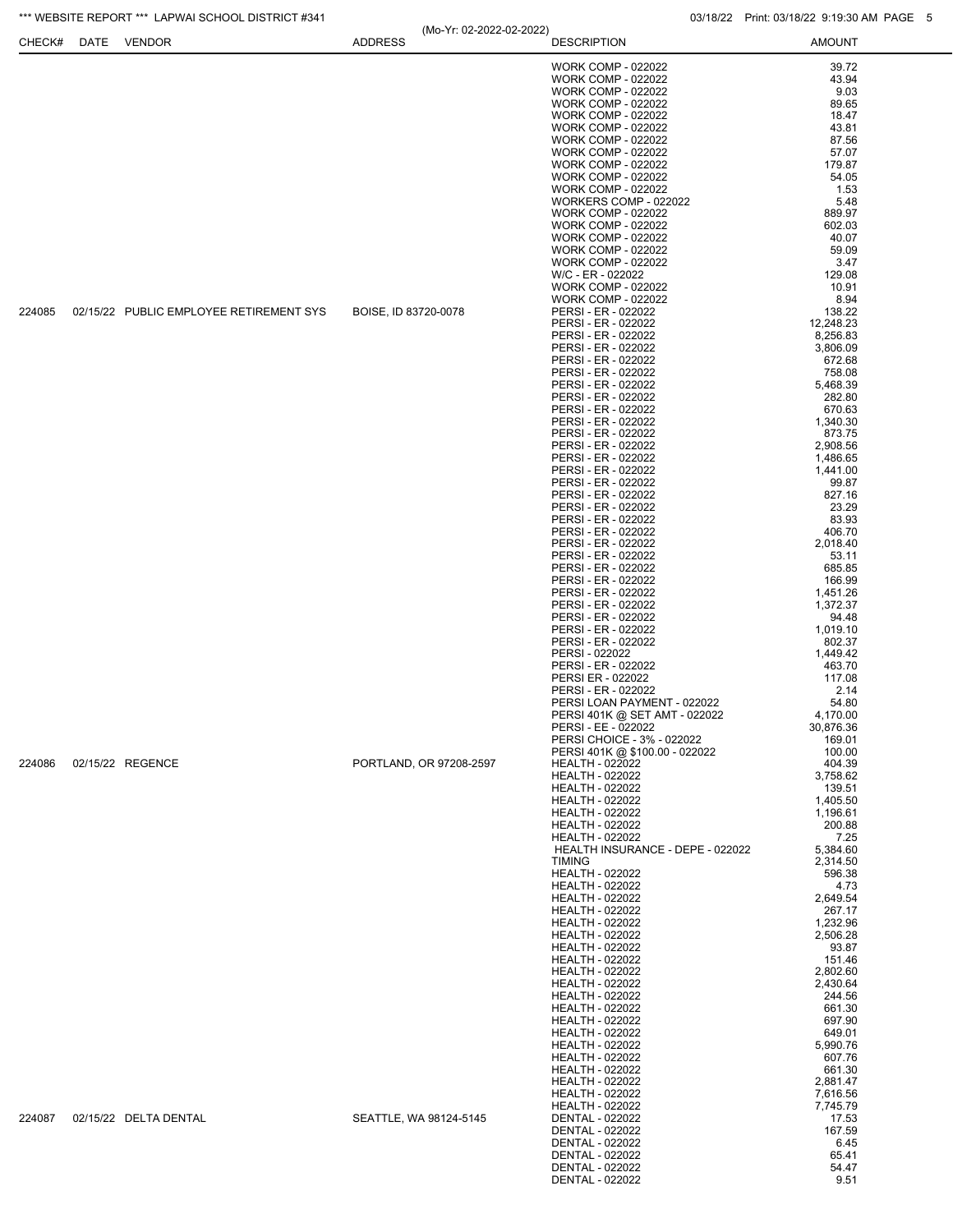| CHECK# | DATE | VENDOR | ADDRESS | DESCRIPTION | AMOUNT |
|---|---|---|---|---|---|
| | | | | WORK COMP - 022022 | 39.72 |
| | | | | WORK COMP - 022022 | 43.94 |
| | | | | WORK COMP - 022022 | 9.03 |
| | | | | WORK COMP - 022022 | 89.65 |
| | | | | WORK COMP - 022022 | 18.47 |
| | | | | WORK COMP - 022022 | 43.81 |
| | | | | WORK COMP - 022022 | 87.56 |
| | | | | WORK COMP - 022022 | 57.07 |
| | | | | WORK COMP - 022022 | 179.87 |
| | | | | WORK COMP - 022022 | 54.05 |
| | | | | WORK COMP - 022022 | 1.53 |
| | | | | WORKERS COMP - 022022 | 5.48 |
| | | | | WORK COMP - 022022 | 889.97 |
| | | | | WORK COMP - 022022 | 602.03 |
| | | | | WORK COMP - 022022 | 40.07 |
| | | | | WORK COMP - 022022 | 59.09 |
| | | | | WORK COMP - 022022 | 3.47 |
| | | | | W/C - ER - 022022 | 129.08 |
| | | | | WORK COMP - 022022 | 10.91 |
| | | | | WORK COMP - 022022 | 8.94 |
| 224085 | 02/15/22 | PUBLIC EMPLOYEE RETIREMENT SYS | BOISE, ID 83720-0078 | PERSI - ER - 022022 | 138.22 |
| | | | | PERSI - ER - 022022 | 12,248.23 |
| | | | | PERSI - ER - 022022 | 8,256.83 |
| | | | | PERSI - ER - 022022 | 3,806.09 |
| | | | | PERSI - ER - 022022 | 672.68 |
| | | | | PERSI - ER - 022022 | 758.08 |
| | | | | PERSI - ER - 022022 | 5,468.39 |
| | | | | PERSI - ER - 022022 | 282.80 |
| | | | | PERSI - ER - 022022 | 670.63 |
| | | | | PERSI - ER - 022022 | 1,340.30 |
| | | | | PERSI - ER - 022022 | 873.75 |
| | | | | PERSI - ER - 022022 | 2,908.56 |
| | | | | PERSI - ER - 022022 | 1,486.65 |
| | | | | PERSI - ER - 022022 | 1,441.00 |
| | | | | PERSI - ER - 022022 | 99.87 |
| | | | | PERSI - ER - 022022 | 827.16 |
| | | | | PERSI - ER - 022022 | 23.29 |
| | | | | PERSI - ER - 022022 | 83.93 |
| | | | | PERSI - ER - 022022 | 406.70 |
| | | | | PERSI - ER - 022022 | 2,018.40 |
| | | | | PERSI - ER - 022022 | 53.11 |
| | | | | PERSI - ER - 022022 | 685.85 |
| | | | | PERSI - ER - 022022 | 166.99 |
| | | | | PERSI - ER - 022022 | 1,451.26 |
| | | | | PERSI - ER - 022022 | 1,372.37 |
| | | | | PERSI - ER - 022022 | 94.48 |
| | | | | PERSI - ER - 022022 | 1,019.10 |
| | | | | PERSI - ER - 022022 | 802.37 |
| | | | | PERSI - 022022 | 1,449.42 |
| | | | | PERSI - ER - 022022 | 463.70 |
| | | | | PERSI ER - 022022 | 117.08 |
| | | | | PERSI - ER - 022022 | 2.14 |
| | | | | PERSI LOAN PAYMENT - 022022 | 54.80 |
| | | | | PERSI 401K @ SET AMT - 022022 | 4,170.00 |
| | | | | PERSI - EE - 022022 | 30,876.36 |
| | | | | PERSI CHOICE - 3% - 022022 | 169.01 |
| | | | | PERSI 401K @ $100.00 - 022022 | 100.00 |
| 224086 | 02/15/22 | REGENCE | PORTLAND, OR 97208-2597 | HEALTH - 022022 | 404.39 |
| | | | | HEALTH - 022022 | 3,758.62 |
| | | | | HEALTH - 022022 | 139.51 |
| | | | | HEALTH - 022022 | 1,405.50 |
| | | | | HEALTH - 022022 | 1,196.61 |
| | | | | HEALTH - 022022 | 200.88 |
| | | | | HEALTH - 022022 | 7.25 |
| | | | | HEALTH INSURANCE - DEPE - 022022 | 5,384.60 |
| | | | | TIMING | 2,314.50 |
| | | | | HEALTH - 022022 | 596.38 |
| | | | | HEALTH - 022022 | 4.73 |
| | | | | HEALTH - 022022 | 2,649.54 |
| | | | | HEALTH - 022022 | 267.17 |
| | | | | HEALTH - 022022 | 1,232.96 |
| | | | | HEALTH - 022022 | 2,506.28 |
| | | | | HEALTH - 022022 | 93.87 |
| | | | | HEALTH - 022022 | 151.46 |
| | | | | HEALTH - 022022 | 2,802.60 |
| | | | | HEALTH - 022022 | 2,430.64 |
| | | | | HEALTH - 022022 | 244.56 |
| | | | | HEALTH - 022022 | 661.30 |
| | | | | HEALTH - 022022 | 697.90 |
| | | | | HEALTH - 022022 | 649.01 |
| | | | | HEALTH - 022022 | 5,990.76 |
| | | | | HEALTH - 022022 | 607.76 |
| | | | | HEALTH - 022022 | 661.30 |
| | | | | HEALTH - 022022 | 2,881.47 |
| | | | | HEALTH - 022022 | 7,616.56 |
| | | | | HEALTH - 022022 | 7,745.79 |
| 224087 | 02/15/22 | DELTA DENTAL | SEATTLE, WA 98124-5145 | DENTAL - 022022 | 17.53 |
| | | | | DENTAL - 022022 | 167.59 |
| | | | | DENTAL - 022022 | 6.45 |
| | | | | DENTAL - 022022 | 65.41 |
| | | | | DENTAL - 022022 | 54.47 |
| | | | | DENTAL - 022022 | 9.51 |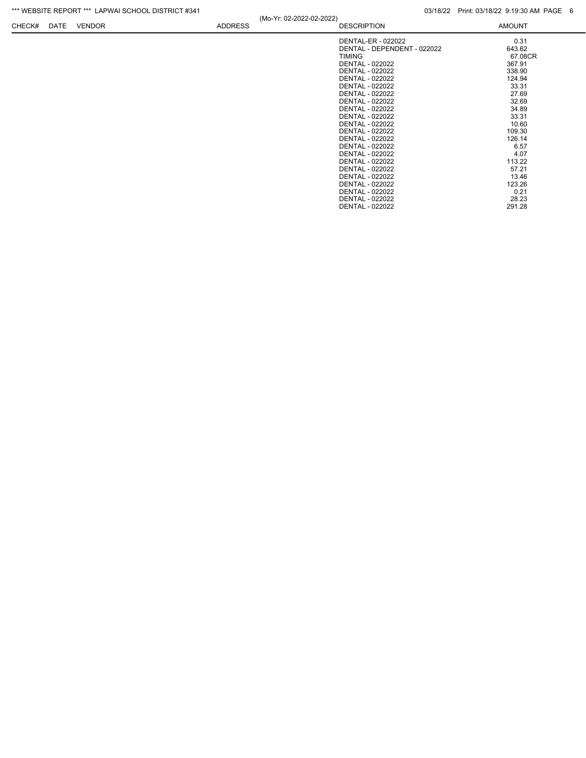| CHECK# | DATE | VENDOR | ADDRESS | DESCRIPTION | AMOUNT |
|---|---|---|---|---|---|
| | | | | DENTAL-ER - 022022 | 0.31 |
| | | | | DENTAL - DEPENDENT - 022022 | 643.62 |
| | | | | TIMING | 67.08CR |
| | | | | DENTAL - 022022 | 367.91 |
| | | | | DENTAL - 022022 | 338.90 |
| | | | | DENTAL - 022022 | 124.94 |
| | | | | DENTAL - 022022 | 33.31 |
| | | | | DENTAL - 022022 | 27.69 |
| | | | | DENTAL - 022022 | 32.69 |
| | | | | DENTAL - 022022 | 34.89 |
| | | | | DENTAL - 022022 | 33.31 |
| | | | | DENTAL - 022022 | 10.60 |
| | | | | DENTAL - 022022 | 109.30 |
| | | | | DENTAL - 022022 | 126.14 |
| | | | | DENTAL - 022022 | 6.57 |
| | | | | DENTAL - 022022 | 4.07 |
| | | | | DENTAL - 022022 | 113.22 |
| | | | | DENTAL - 022022 | 57.21 |
| | | | | DENTAL - 022022 | 13.46 |
| | | | | DENTAL - 022022 | 123.26 |
| | | | | DENTAL - 022022 | 0.21 |
| | | | | DENTAL - 022022 | 28.23 |
| | | | | DENTAL - 022022 | 291.28 |